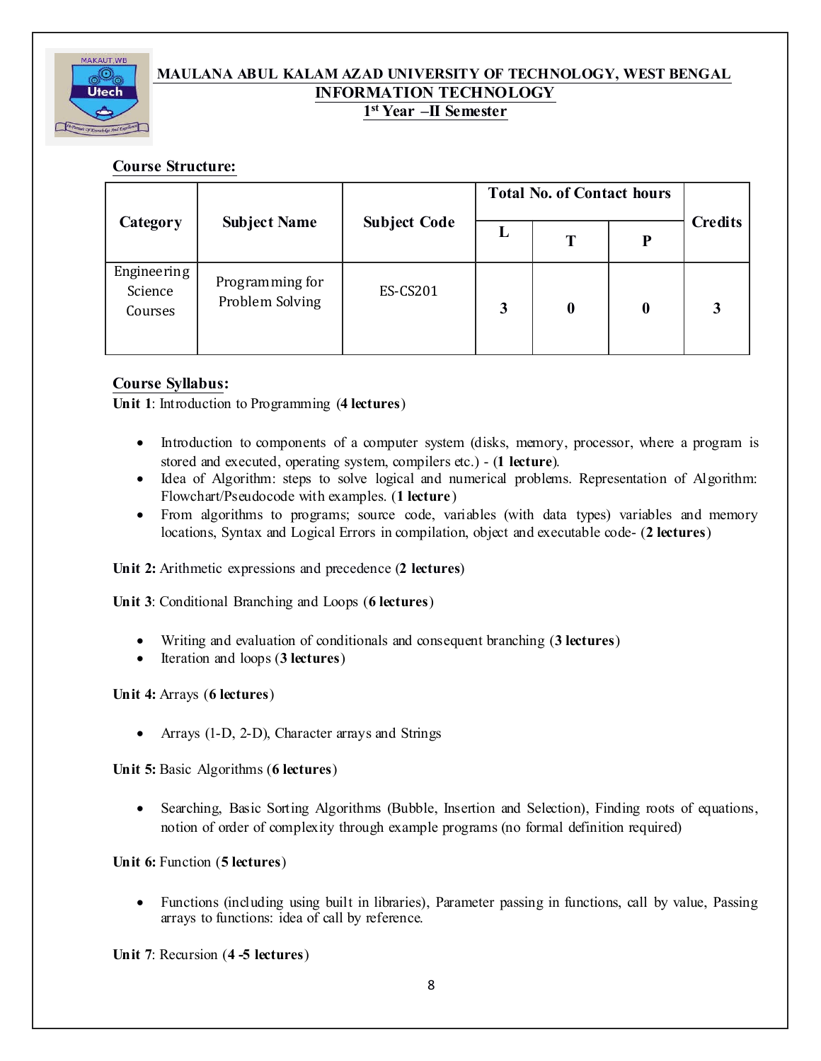# MAULANA ABUL KALAM AZAD UNIVERSITY OF TECHNOLOGY, WEST BENGAL

## INFORMATION TECHNOLOGY

### 1st Year –II Semester

**Course Structure:**

| Category | Subject Name | Subject Code | Total No. of Contact hours | | | Credits |
|---|---|---|---|---|---|---|
| | | | L | T | P | |
| Engineering Science Courses | Programming for Problem Solving | ES-CS201 | 3 | 0 | 0 | 3 |

**Course Syllabus:**

**Unit 1**: Introduction to Programming (**4 lectures**)

- Introduction to components of a computer system (disks, memory, processor, where a program is stored and executed, operating system, compilers etc.) - (**1 lecture**).
- Idea of Algorithm: steps to solve logical and numerical problems. Representation of Algorithm: Flowchart/Pseudocode with examples. (**1 lecture**)
- From algorithms to programs; source code, variables (with data types) variables and memory locations, Syntax and Logical Errors in compilation, object and executable code- (**2 lectures**)

**Unit 2:** Arithmetic expressions and precedence (**2 lectures**)

**Unit 3**: Conditional Branching and Loops (**6 lectures**)

- Writing and evaluation of conditionals and consequent branching (**3 lectures**)
- Iteration and loops (**3 lectures**)

**Unit 4:** Arrays (**6 lectures**)

- Arrays (1-D, 2-D), Character arrays and Strings

**Unit 5:** Basic Algorithms (**6 lectures**)

- Searching, Basic Sorting Algorithms (Bubble, Insertion and Selection), Finding roots of equations, notion of order of complexity through example programs (no formal definition required)

**Unit 6:** Function (**5 lectures**)

- Functions (including using built in libraries), Parameter passing in functions, call by value, Passing arrays to functions: idea of call by reference.

**Unit 7**: Recursion (**4 -5 lectures**)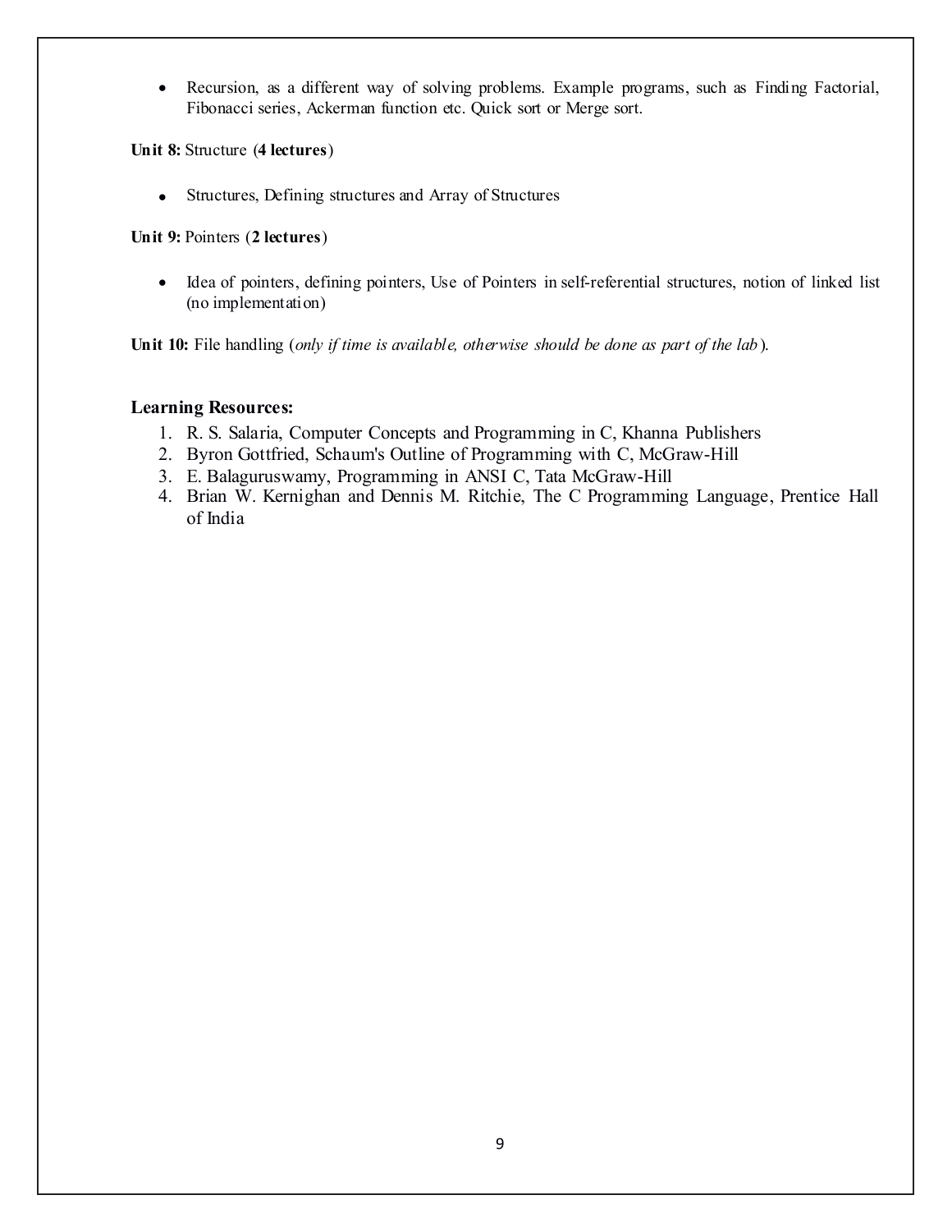- Recursion, as a different way of solving problems. Example programs, such as Finding Factorial, Fibonacci series, Ackerman function etc. Quick sort or Merge sort.

**Unit 8:** Structure (**4 lectures**)

- Structures, Defining structures and Array of Structures

**Unit 9:** Pointers (**2 lectures**)

- Idea of pointers, defining pointers, Use of Pointers in self-referential structures, notion of linked list (no implementation)

**Unit 10:** File handling (*only if time is available, otherwise should be done as part of the lab*).

### Learning Resources:

1. R. S. Salaria, Computer Concepts and Programming in C, Khanna Publishers
2. Byron Gottfried, Schaum's Outline of Programming with C, McGraw-Hill
3. E. Balaguruswamy, Programming in ANSI C, Tata McGraw-Hill
4. Brian W. Kernighan and Dennis M. Ritchie, The C Programming Language, Prentice Hall of India